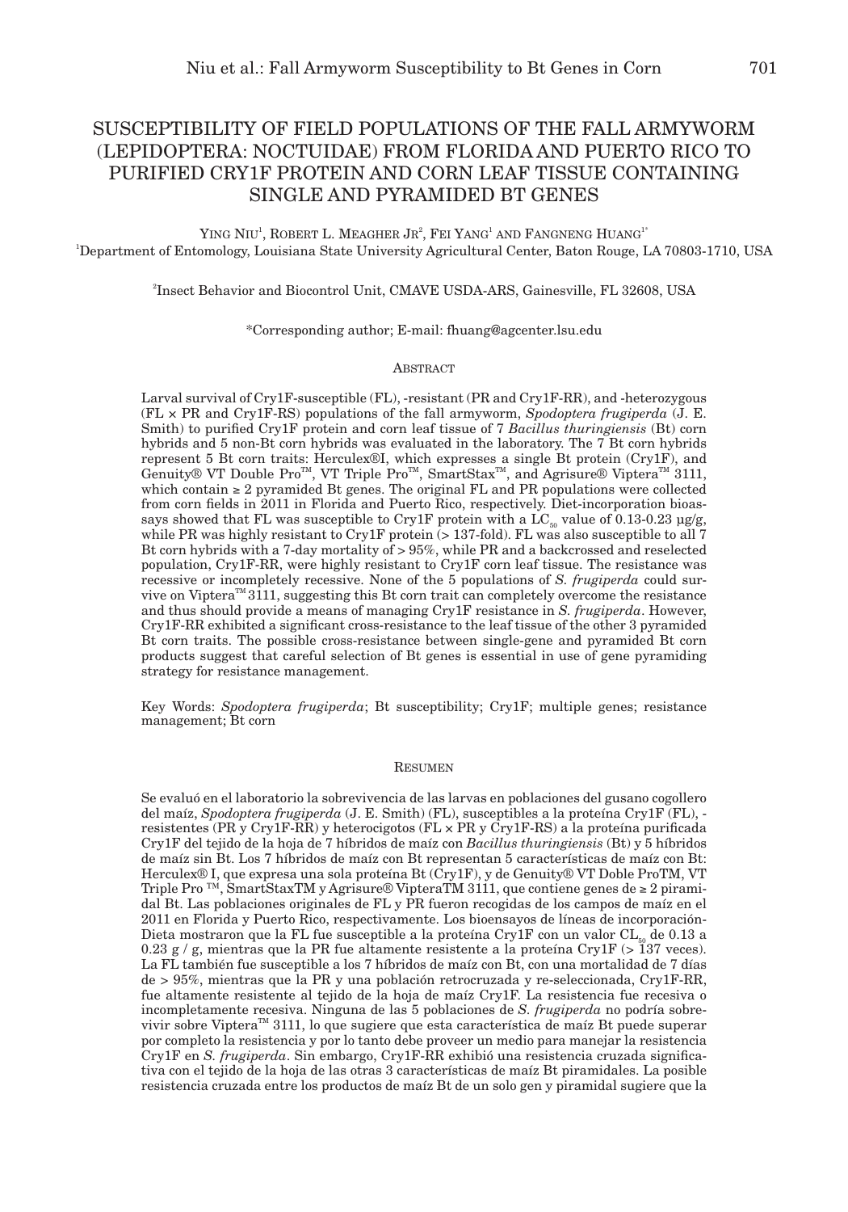# SUSCEPTIBILITY OF FIELD POPULATIONS OF THE FALL ARMYWORM (LEPIDOPTERA: NOCTUIDAE) FROM FLORIDA AND PUERTO RICO TO PURIFIED CRY1F PROTEIN AND CORN LEAF TISSUE CONTAINING SINGLE AND PYRAMIDED BT GENES

Ying Niu[1], Robert L. Meagher Jr[2], Fei Yang[1] and Fangneng Huang[1*]

[1]Department of Entomology, Louisiana State University Agricultural Center, Baton Rouge, LA 70803-1710, USA

[2]Insect Behavior and Biocontrol Unit, CMAVE USDA-ARS, Gainesville, FL 32608, USA

*Corresponding author; E-mail: fhuang@agcenter.lsu.edu

## Abstract

Larval survival of Cry1F-susceptible (FL), -resistant (PR and Cry1F-RR), and -heterozygous (FL × PR and Cry1F-RS) populations of the fall armyworm, *Spodoptera frugiperda* (J. E. Smith) to purified Cry1F protein and corn leaf tissue of 7 *Bacillus thuringiensis* (Bt) corn hybrids and 5 non-Bt corn hybrids was evaluated in the laboratory. The 7 Bt corn hybrids represent 5 Bt corn traits: Herculex®I, which expresses a single Bt protein (Cry1F), and Genuity® VT Double Pro™, VT Triple Pro™, SmartStax™, and Agrisure® Viptera™ 3111, which contain ≥ 2 pyramided Bt genes. The original FL and PR populations were collected from corn fields in 2011 in Florida and Puerto Rico, respectively. Diet-incorporation bioassays showed that FL was susceptible to Cry1F protein with a $LC_{50}$ value of 0.13-0.23 µg/g, while PR was highly resistant to Cry1F protein (> 137-fold). FL was also susceptible to all 7 Bt corn hybrids with a 7-day mortality of > 95%, while PR and a backcrossed and reselected population, Cry1F-RR, were highly resistant to Cry1F corn leaf tissue. The resistance was recessive or incompletely recessive. None of the 5 populations of *S. frugiperda* could survive on Viptera™ 3111, suggesting this Bt corn trait can completely overcome the resistance and thus should provide a means of managing Cry1F resistance in *S. frugiperda*. However, Cry1F-RR exhibited a significant cross-resistance to the leaf tissue of the other 3 pyramided Bt corn traits. The possible cross-resistance between single-gene and pyramided Bt corn products suggest that careful selection of Bt genes is essential in use of gene pyramiding strategy for resistance management.

Key Words: *Spodoptera frugiperda*; Bt susceptibility; Cry1F; multiple genes; resistance management; Bt corn

## Resumen

Se evaluó en el laboratorio la sobrevivencia de las larvas en poblaciones del gusano cogollero del maíz, *Spodoptera frugiperda* (J. E. Smith) (FL), susceptibles a la proteína Cry1F (FL), -resistentes (PR y Cry1F-RR) y heterocigotos (FL × PR y Cry1F-RS) a la proteína purificada Cry1F del tejido de la hoja de 7 híbridos de maíz con *Bacillus thuringiensis* (Bt) y 5 híbridos de maíz sin Bt. Los 7 híbridos de maíz con Bt representan 5 características de maíz con Bt: Herculex® I, que expresa una sola proteína Bt (Cry1F), y de Genuity® VT Doble ProTM, VT Triple Pro ™, SmartStaxTM y Agrisure® VipteraTM 3111, que contiene genes de ≥ 2 piramidal Bt. Las poblaciones originales de FL y PR fueron recogidas de los campos de maíz en el 2011 en Florida y Puerto Rico, respectivamente. Los bioensayos de líneas de incorporación-Dieta mostraron que la FL fue susceptible a la proteína Cry1F con un valor $CL_{50}$ de 0.13 a 0.23 g / g, mientras que la PR fue altamente resistente a la proteína Cry1F (> 137 veces). La FL también fue susceptible a los 7 híbridos de maíz con Bt, con una mortalidad de 7 días de > 95%, mientras que la PR y una población retrocruzada y re-seleccionada, Cry1F-RR, fue altamente resistente al tejido de la hoja de maíz Cry1F. La resistencia fue recesiva o incompletamente recesiva. Ninguna de las 5 poblaciones de *S. frugiperda* no podría sobrevivir sobre Viptera™ 3111, lo que sugiere que esta característica de maíz Bt puede superar por completo la resistencia y por lo tanto debe proveer un medio para manejar la resistencia Cry1F en *S. frugiperda*. Sin embargo, Cry1F-RR exhibió una resistencia cruzada significativa con el tejido de la hoja de las otras 3 características de maíz Bt piramidales. La posible resistencia cruzada entre los productos de maíz Bt de un solo gen y piramidal sugiere que la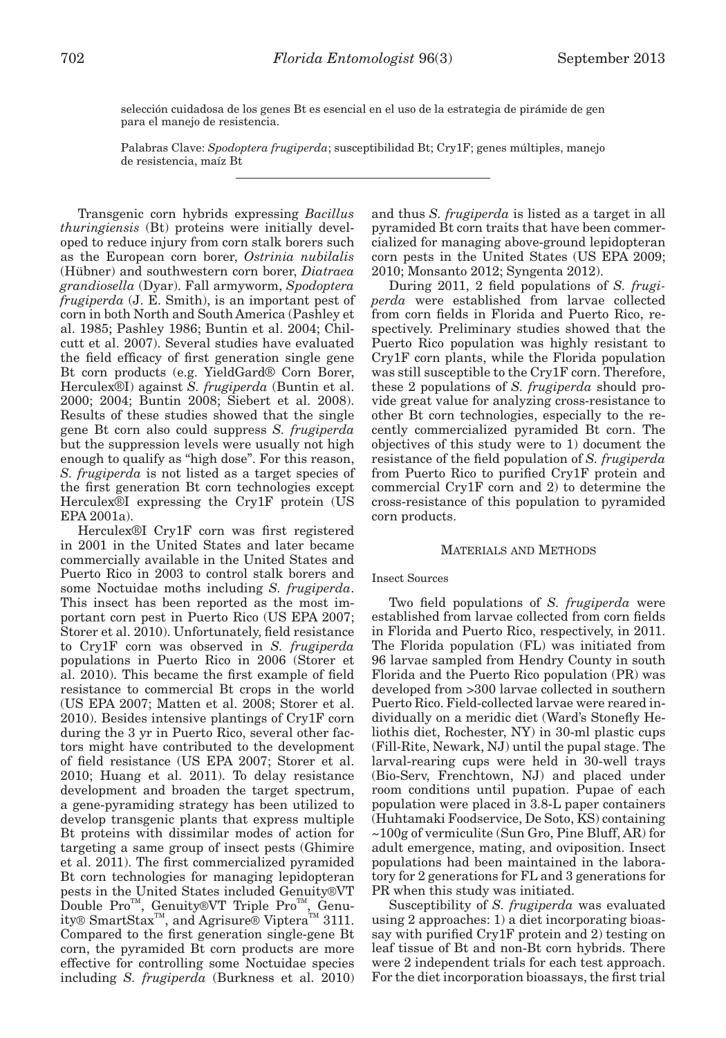selección cuidadosa de los genes Bt es esencial en el uso de la estrategia de pirámide de gen para el manejo de resistencia.

Palabras Clave: *Spodoptera frugiperda*; susceptibilidad Bt; Cry1F; genes múltiples, manejo de resistencia, maíz Bt

---

Transgenic corn hybrids expressing *Bacillus thuringiensis* (Bt) proteins were initially developed to reduce injury from corn stalk borers such as the European corn borer, *Ostrinia nubilalis* (Hübner) and southwestern corn borer, *Diatraea grandiosella* (Dyar). Fall armyworm, *Spodoptera frugiperda* (J. E. Smith), is an important pest of corn in both North and South America (Pashley et al. 1985; Pashley 1986; Buntin et al. 2004; Chilcutt et al. 2007). Several studies have evaluated the field efficacy of first generation single gene Bt corn products (e.g. YieldGard® Corn Borer, Herculex®I) against *S. frugiperda* (Buntin et al. 2000; 2004; Buntin 2008; Siebert et al. 2008). Results of these studies showed that the single gene Bt corn also could suppress *S. frugiperda* but the suppression levels were usually not high enough to qualify as "high dose". For this reason, *S. frugiperda* is not listed as a target species of the first generation Bt corn technologies except Herculex®I expressing the Cry1F protein (US EPA 2001a).

Herculex®I Cry1F corn was first registered in 2001 in the United States and later became commercially available in the United States and Puerto Rico in 2003 to control stalk borers and some Noctuidae moths including *S. frugiperda*. This insect has been reported as the most important corn pest in Puerto Rico (US EPA 2007; Storer et al. 2010). Unfortunately, field resistance to Cry1F corn was observed in *S. frugiperda* populations in Puerto Rico in 2006 (Storer et al. 2010). This became the first example of field resistance to commercial Bt crops in the world (US EPA 2007; Matten et al. 2008; Storer et al. 2010). Besides intensive plantings of Cry1F corn during the 3 yr in Puerto Rico, several other factors might have contributed to the development of field resistance (US EPA 2007; Storer et al. 2010; Huang et al. 2011). To delay resistance development and broaden the target spectrum, a gene-pyramiding strategy has been utilized to develop transgenic plants that express multiple Bt proteins with dissimilar modes of action for targeting a same group of insect pests (Ghimire et al. 2011). The first commercialized pyramided Bt corn technologies for managing lepidopteran pests in the United States included Genuity®VT Double Pro™, Genuity®VT Triple Pro™, Genuity® SmartStax™, and Agrisure® Viptera™ 3111. Compared to the first generation single-gene Bt corn, the pyramided Bt corn products are more effective for controlling some Noctuidae species including *S. frugiperda* (Burkness et al. 2010) and thus *S. frugiperda* is listed as a target in all pyramided Bt corn traits that have been commercialized for managing above-ground lepidopteran corn pests in the United States (US EPA 2009; 2010; Monsanto 2012; Syngenta 2012).

During 2011, 2 field populations of *S. frugiperda* were established from larvae collected from corn fields in Florida and Puerto Rico, respectively. Preliminary studies showed that the Puerto Rico population was highly resistant to Cry1F corn plants, while the Florida population was still susceptible to the Cry1F corn. Therefore, these 2 populations of *S. frugiperda* should provide great value for analyzing cross-resistance to other Bt corn technologies, especially to the recently commercialized pyramided Bt corn. The objectives of this study were to 1) document the resistance of the field population of *S. frugiperda* from Puerto Rico to purified Cry1F protein and commercial Cry1F corn and 2) to determine the cross-resistance of this population to pyramided corn products.

## Materials and Methods

### Insect Sources

Two field populations of *S. frugiperda* were established from larvae collected from corn fields in Florida and Puerto Rico, respectively, in 2011. The Florida population (FL) was initiated from 96 larvae sampled from Hendry County in south Florida and the Puerto Rico population (PR) was developed from >300 larvae collected in southern Puerto Rico. Field-collected larvae were reared individually on a meridic diet (Ward's Stonefly Heliothis diet, Rochester, NY) in 30-ml plastic cups (Fill-Rite, Newark, NJ) until the pupal stage. The larval-rearing cups were held in 30-well trays (Bio-Serv, Frenchtown, NJ) and placed under room conditions until pupation. Pupae of each population were placed in 3.8-L paper containers (Huhtamaki Foodservice, De Soto, KS) containing ~100g of vermiculite (Sun Gro, Pine Bluff, AR) for adult emergence, mating, and oviposition. Insect populations had been maintained in the laboratory for 2 generations for FL and 3 generations for PR when this study was initiated.

Susceptibility of *S. frugiperda* was evaluated using 2 approaches: 1) a diet incorporating bioassay with purified Cry1F protein and 2) testing on leaf tissue of Bt and non-Bt corn hybrids. There were 2 independent trials for each test approach. For the diet incorporation bioassays, the first trial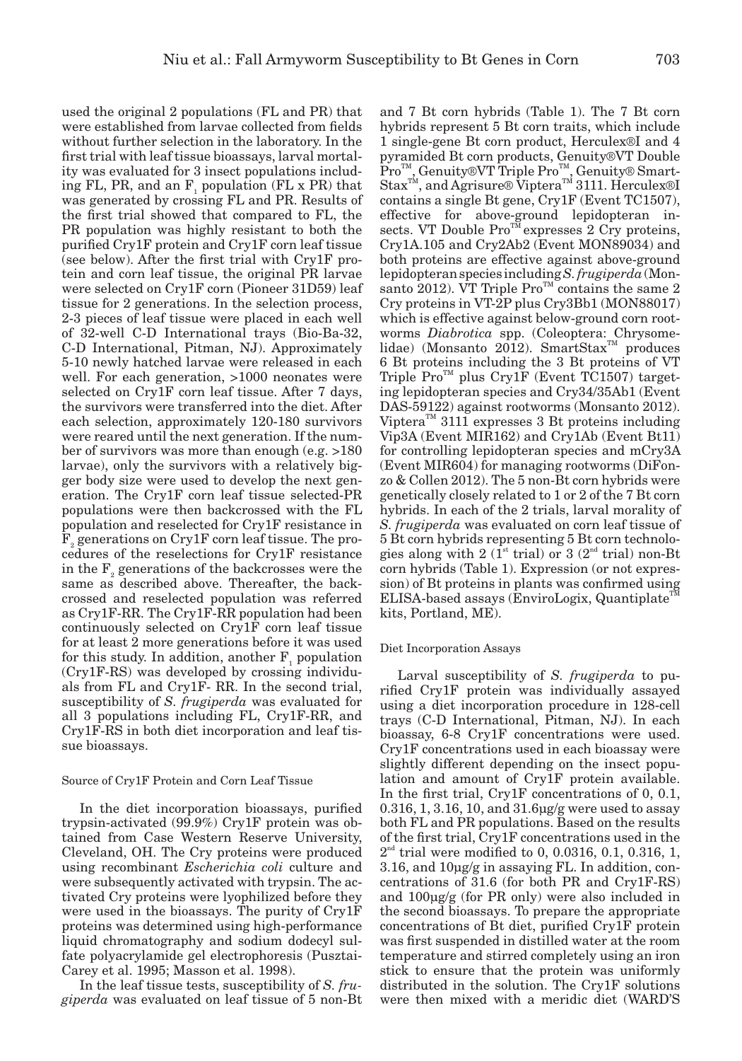used the original 2 populations (FL and PR) that were established from larvae collected from fields without further selection in the laboratory. In the first trial with leaf tissue bioassays, larval mortality was evaluated for 3 insect populations including FL, PR, and an $F_1$ population (FL x PR) that was generated by crossing FL and PR. Results of the first trial showed that compared to FL, the PR population was highly resistant to both the purified Cry1F protein and Cry1F corn leaf tissue (see below). After the first trial with Cry1F protein and corn leaf tissue, the original PR larvae were selected on Cry1F corn (Pioneer 31D59) leaf tissue for 2 generations. In the selection process, 2-3 pieces of leaf tissue were placed in each well of 32-well C-D International trays (Bio-Ba-32, C-D International, Pitman, NJ). Approximately 5-10 newly hatched larvae were released in each well. For each generation, >1000 neonates were selected on Cry1F corn leaf tissue. After 7 days, the survivors were transferred into the diet. After each selection, approximately 120-180 survivors were reared until the next generation. If the number of survivors was more than enough (e.g. >180 larvae), only the survivors with a relatively bigger body size were used to develop the next generation. The Cry1F corn leaf tissue selected-PR populations were then backcrossed with the FL population and reselected for Cry1F resistance in $F_2$ generations on Cry1F corn leaf tissue. The procedures of the reselections for Cry1F resistance in the $F_2$ generations of the backcrosses were the same as described above. Thereafter, the backcrossed and reselected population was referred as Cry1F-RR. The Cry1F-RR population had been continuously selected on Cry1F corn leaf tissue for at least 2 more generations before it was used for this study. In addition, another $F_1$ population (Cry1F-RS) was developed by crossing individuals from FL and Cry1F- RR. In the second trial, susceptibility of *S. frugiperda* was evaluated for all 3 populations including FL, Cry1F-RR, and Cry1F-RS in both diet incorporation and leaf tissue bioassays.

#### Source of Cry1F Protein and Corn Leaf Tissue

In the diet incorporation bioassays, purified trypsin-activated (99.9%) Cry1F protein was obtained from Case Western Reserve University, Cleveland, OH. The Cry proteins were produced using recombinant *Escherichia coli* culture and were subsequently activated with trypsin. The activated Cry proteins were lyophilized before they were used in the bioassays. The purity of Cry1F proteins was determined using high-performance liquid chromatography and sodium dodecyl sulfate polyacrylamide gel electrophoresis (Pusztai-Carey et al. 1995; Masson et al. 1998).

In the leaf tissue tests, susceptibility of *S. frugiperda* was evaluated on leaf tissue of 5 non-Bt and 7 Bt corn hybrids (Table 1). The 7 Bt corn hybrids represent 5 Bt corn traits, which include 1 single-gene Bt corn product, Herculex®I and 4 pyramided Bt corn products, Genuity®VT Double Pro™, Genuity®VT Triple Pro™, Genuity® SmartStax™, and Agrisure® Viptera™ 3111. Herculex®I contains a single Bt gene, Cry1F (Event TC1507), effective for above-ground lepidopteran insects. VT Double Pro™ expresses 2 Cry proteins, Cry1A.105 and Cry2Ab2 (Event MON89034) and both proteins are effective against above-ground lepidopteran species including *S. frugiperda* (Monsanto 2012). VT Triple Pro™ contains the same 2 Cry proteins in VT-2P plus Cry3Bb1 (MON88017) which is effective against below-ground corn rootworms *Diabrotica* spp. (Coleoptera: Chrysomelidae) (Monsanto 2012). SmartStax™ produces 6 Bt proteins including the 3 Bt proteins of VT Triple Pro™ plus Cry1F (Event TC1507) targeting lepidopteran species and Cry34/35Ab1 (Event DAS-59122) against rootworms (Monsanto 2012). Viptera™ 3111 expresses 3 Bt proteins including Vip3A (Event MIR162) and Cry1Ab (Event Bt11) for controlling lepidopteran species and mCry3A (Event MIR604) for managing rootworms (DiFonzo & Collen 2012). The 5 non-Bt corn hybrids were genetically closely related to 1 or 2 of the 7 Bt corn hybrids. In each of the 2 trials, larval morality of *S. frugiperda* was evaluated on corn leaf tissue of 5 Bt corn hybrids representing 5 Bt corn technologies along with 2 (1st trial) or 3 (2nd trial) non-Bt corn hybrids (Table 1). Expression (or not expression) of Bt proteins in plants was confirmed using ELISA-based assays (EnviroLogix, Quantiplate™ kits, Portland, ME).

#### Diet Incorporation Assays

Larval susceptibility of *S. frugiperda* to purified Cry1F protein was individually assayed using a diet incorporation procedure in 128-cell trays (C-D International, Pitman, NJ). In each bioassay, 6-8 Cry1F concentrations were used. Cry1F concentrations used in each bioassay were slightly different depending on the insect population and amount of Cry1F protein available. In the first trial, Cry1F concentrations of 0, 0.1, 0.316, 1, 3.16, 10, and 31.6μg/g were used to assay both FL and PR populations. Based on the results of the first trial, Cry1F concentrations used in the 2nd trial were modified to 0, 0.0316, 0.1, 0.316, 1, 3.16, and 10μg/g in assaying FL. In addition, concentrations of 31.6 (for both PR and Cry1F-RS) and 100μg/g (for PR only) were also included in the second bioassays. To prepare the appropriate concentrations of Bt diet, purified Cry1F protein was first suspended in distilled water at the room temperature and stirred completely using an iron stick to ensure that the protein was uniformly distributed in the solution. The Cry1F solutions were then mixed with a meridic diet (WARD'S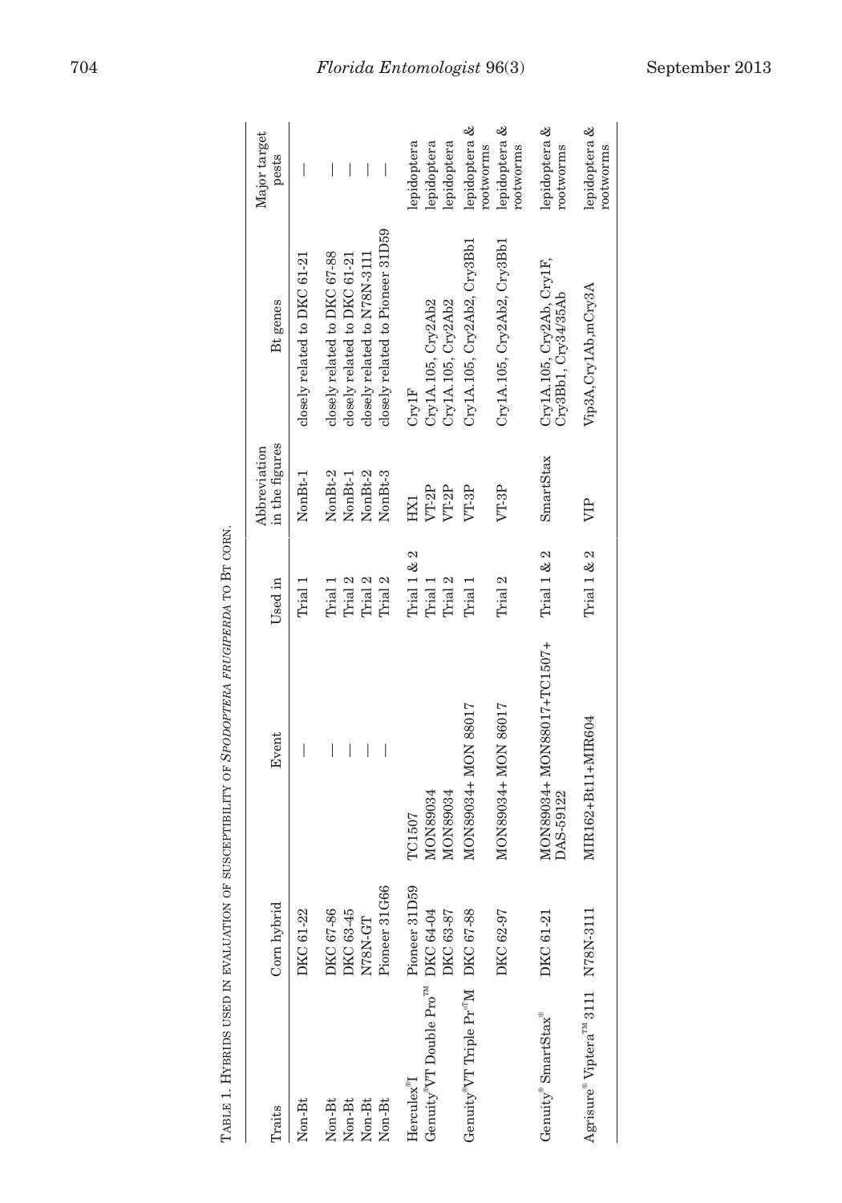TABLE 1. HYBRIDS USED IN EVALUATION OF SUSCEPTIBILITY OF *SPODOPTERA FRUGIPERDA* TO BT CORN.

| Traits | Corn hybrid | Event | Used in | Abbreviation in the figures | Bt genes | Major target pests |
|---|---|---|---|---|---|---|
| Non-Bt | DKC 61-22 | — | Trial 1 | NonBt-1 | closely related to DKC 61-21 | — |
| Non-Bt | DKC 67-86 | — | Trial 1 | NonBt-2 | closely related to DKC 67-88 | — |
| Non-Bt | DKC 63-45 | — | Trial 2 | NonBt-1 | closely related to DKC 61-21 | — |
| Non-Bt | N78N-GT | — | Trial 2 | NonBt-2 | closely related to N78N-3111 | — |
| Non-Bt | Pioneer 31G66 | — | Trial 2 | NonBt-3 | closely related to Pioneer 31D59 | — |
| Herculex®I | Pioneer 31D59 | TC1507 | Trial 1 & 2 | HX1 | Cry1F | lepidoptera |
| Genuity®VT Double Pro™ | DKC 64-04 | MON89034 | Trial 1 | VT-2P | Cry1A.105, Cry2Ab2 | lepidoptera |
| | DKC 63-87 | MON89034 | Trial 2 | VT-2P | Cry1A.105, Cry2Ab2 | lepidoptera |
| Genuity®VT Triple Pro™ | DKC 67-88 | MON89034+ MON 88017 | Trial 1 | VT-3P | Cry1A.105, Cry2Ab2, Cry3Bb1 | lepidoptera & rootworms |
| | DKC 62-97 | MON89034+ MON 86017 | Trial 2 | VT-3P | Cry1A.105, Cry2Ab2, Cry3Bb1 | lepidoptera & rootworms |
| Genuity® SmartStax® | DKC 61-21 | MON89034+ MON88017+TC1507+ DAS-59122 | Trial 1 & 2 | SmartStax | Cry1A.105, Cry2Ab, Cry1F, Cry3Bb1, Cry34/35Ab | lepidoptera & rootworms |
| Agrisure® Viptera™ 3111 | N78N-3111 | MIR162+Bt11+MIR604 | Trial 1 & 2 | VIP | Vip3A,Cry1Ab,mCry3A | lepidoptera & rootworms |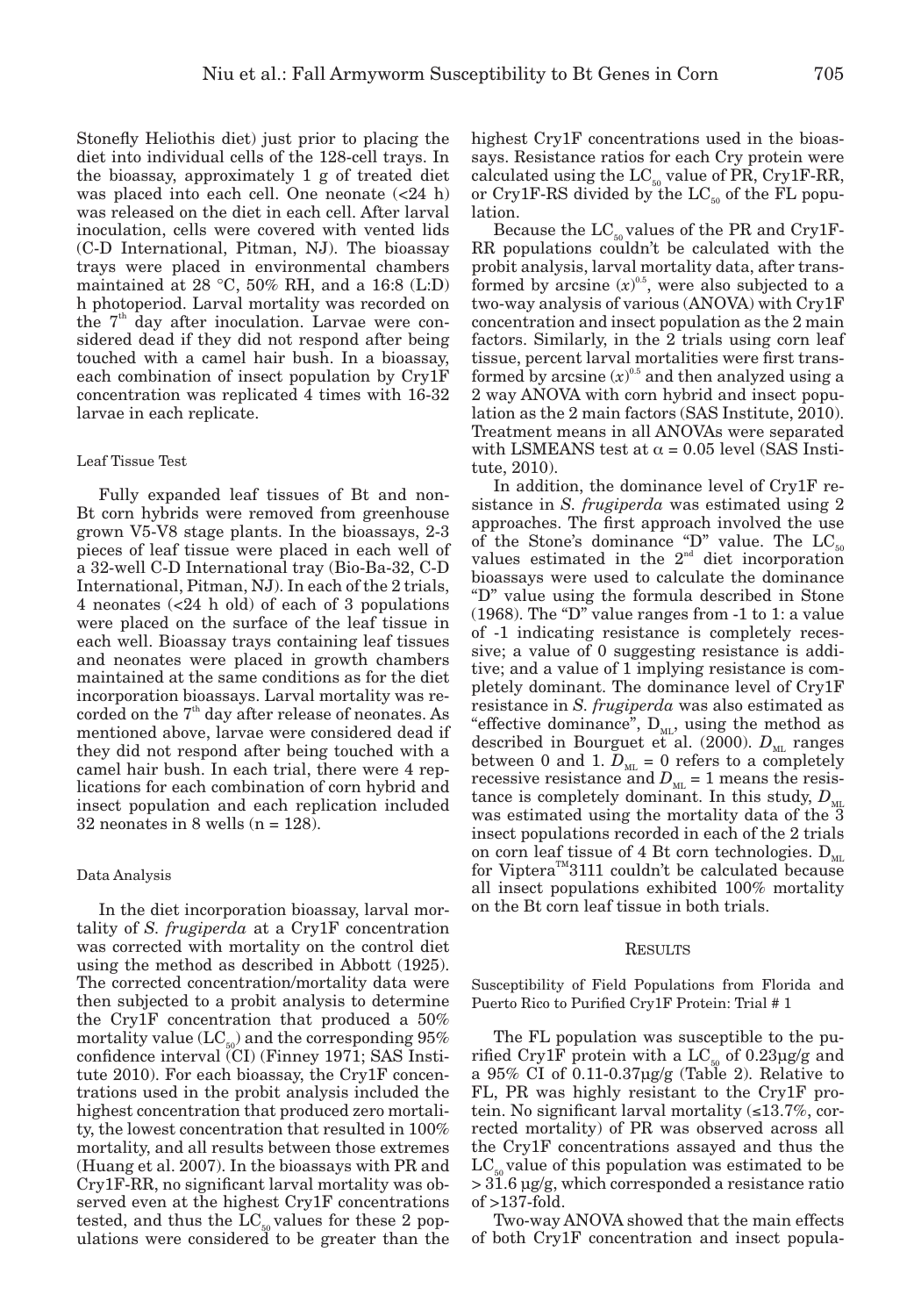Stonefly Heliothis diet) just prior to placing the diet into individual cells of the 128-cell trays. In the bioassay, approximately 1 g of treated diet was placed into each cell. One neonate (<24 h) was released on the diet in each cell. After larval inoculation, cells were covered with vented lids (C-D International, Pitman, NJ). The bioassay trays were placed in environmental chambers maintained at 28 °C, 50% RH, and a 16:8 (L:D) h photoperiod. Larval mortality was recorded on the 7[th] day after inoculation. Larvae were considered dead if they did not respond after being touched with a camel hair bush. In a bioassay, each combination of insect population by Cry1F concentration was replicated 4 times with 16-32 larvae in each replicate.

### Leaf Tissue Test

Fully expanded leaf tissues of Bt and non-Bt corn hybrids were removed from greenhouse grown V5-V8 stage plants. In the bioassays, 2-3 pieces of leaf tissue were placed in each well of a 32-well C-D International tray (Bio-Ba-32, C-D International, Pitman, NJ). In each of the 2 trials, 4 neonates (<24 h old) of each of 3 populations were placed on the surface of the leaf tissue in each well. Bioassay trays containing leaf tissues and neonates were placed in growth chambers maintained at the same conditions as for the diet incorporation bioassays. Larval mortality was recorded on the 7[th] day after release of neonates. As mentioned above, larvae were considered dead if they did not respond after being touched with a camel hair bush. In each trial, there were 4 replications for each combination of corn hybrid and insect population and each replication included 32 neonates in 8 wells (n = 128).

### Data Analysis

In the diet incorporation bioassay, larval mortality of *S. frugiperda* at a Cry1F concentration was corrected with mortality on the control diet using the method as described in Abbott (1925). The corrected concentration/mortality data were then subjected to a probit analysis to determine the Cry1F concentration that produced a 50% mortality value ($LC_{50}$) and the corresponding 95% confidence interval (CI) (Finney 1971; SAS Institute 2010). For each bioassay, the Cry1F concentrations used in the probit analysis included the highest concentration that produced zero mortality, the lowest concentration that resulted in 100% mortality, and all results between those extremes (Huang et al. 2007). In the bioassays with PR and Cry1F-RR, no significant larval mortality was observed even at the highest Cry1F concentrations tested, and thus the $LC_{50}$ values for these 2 populations were considered to be greater than the highest Cry1F concentrations used in the bioassays. Resistance ratios for each Cry protein were calculated using the $LC_{50}$ value of PR, Cry1F-RR, or Cry1F-RS divided by the $LC_{50}$ of the FL population.

Because the $LC_{50}$ values of the PR and Cry1F-RR populations couldn't be calculated with the probit analysis, larval mortality data, after transformed by arcsine $(x)^{0.5}$, were also subjected to a two-way analysis of various (ANOVA) with Cry1F concentration and insect population as the 2 main factors. Similarly, in the 2 trials using corn leaf tissue, percent larval mortalities were first transformed by arcsine $(x)^{0.5}$ and then analyzed using a 2 way ANOVA with corn hybrid and insect population as the 2 main factors (SAS Institute, 2010). Treatment means in all ANOVAs were separated with LSMEANS test at $\alpha = 0.05$ level (SAS Institute, 2010).

In addition, the dominance level of Cry1F resistance in *S. frugiperda* was estimated using 2 approaches. The first approach involved the use of the Stone's dominance "D" value. The $LC_{50}$ values estimated in the 2[nd] diet incorporation bioassays were used to calculate the dominance "D" value using the formula described in Stone (1968). The "D" value ranges from -1 to 1: a value of -1 indicating resistance is completely recessive; a value of 0 suggesting resistance is additive; and a value of 1 implying resistance is completely dominant. The dominance level of Cry1F resistance in *S. frugiperda* was also estimated as "effective dominance", $D_{ML}$, using the method as described in Bourguet et al. (2000). $D_{ML}$ ranges between 0 and 1. $D_{ML} = 0$ refers to a completely recessive resistance and $D_{ML} = 1$ means the resistance is completely dominant. In this study, $D_{ML}$ was estimated using the mortality data of the 3 insect populations recorded in each of the 2 trials on corn leaf tissue of 4 Bt corn technologies. $D_{ML}$ for Viptera™3111 couldn't be calculated because all insect populations exhibited 100% mortality on the Bt corn leaf tissue in both trials.

## Results

### Susceptibility of Field Populations from Florida and Puerto Rico to Purified Cry1F Protein: Trial # 1

The FL population was susceptible to the purified Cry1F protein with a $LC_{50}$ of 0.23μg/g and a 95% CI of 0.11-0.37μg/g (Table 2). Relative to FL, PR was highly resistant to the Cry1F protein. No significant larval mortality (≤13.7%, corrected mortality) of PR was observed across all the Cry1F concentrations assayed and thus the $LC_{50}$ value of this population was estimated to be > 31.6 μg/g, which corresponded a resistance ratio of >137-fold.

Two-way ANOVA showed that the main effects of both Cry1F concentration and insect popula-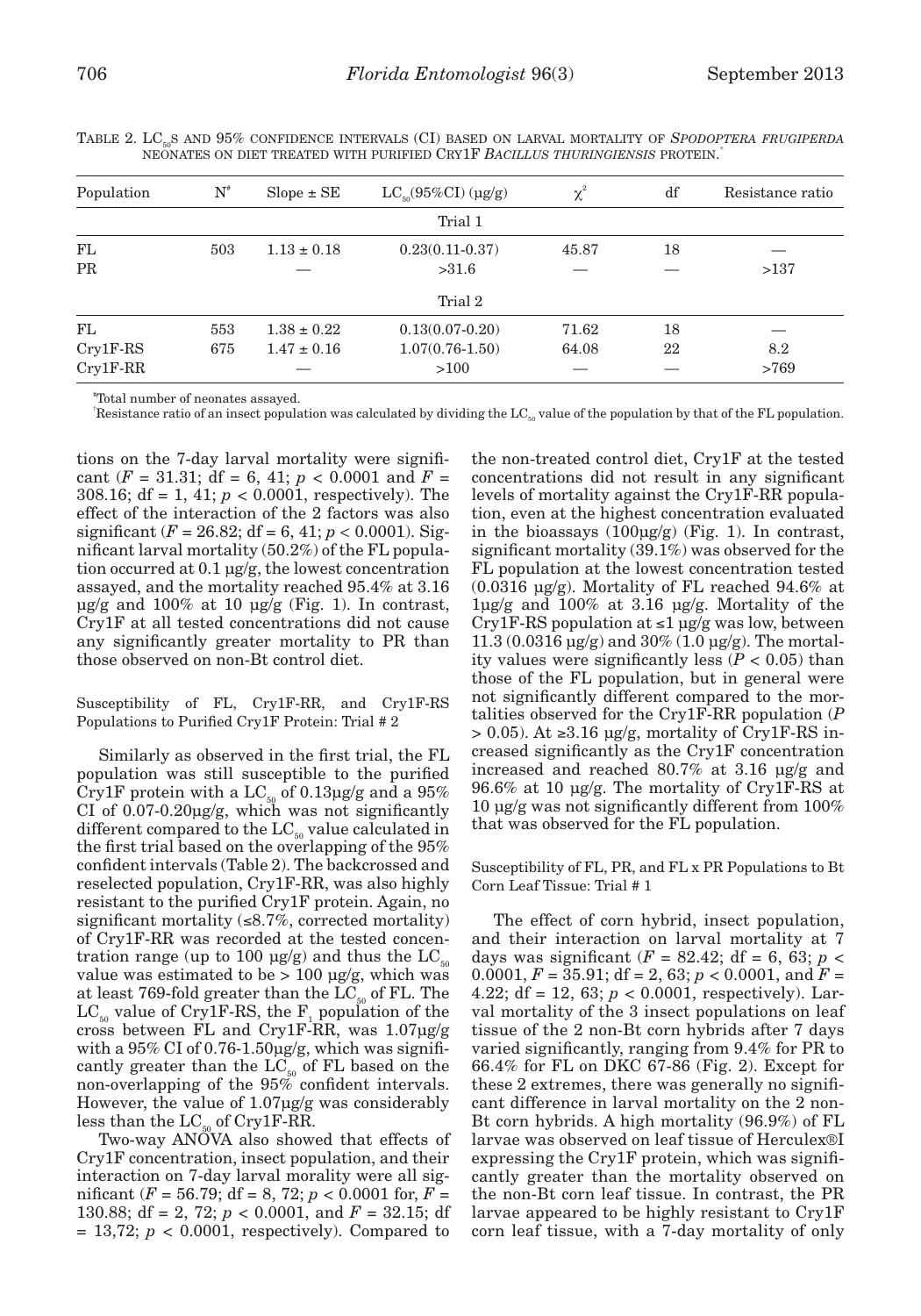TABLE 2. $LC_{50}$S AND 95% CONFIDENCE INTERVALS (CI) BASED ON LARVAL MORTALITY OF *SPODOPTERA FRUGIPERDA* NEONATES ON DIET TREATED WITH PURIFIED CRY1F *BACILLUS THURINGIENSIS* PROTEIN.[†]

| Population | N[#] | Slope ± SE | $LC_{50}$(95%CI) (µg/g) | $\chi^2$ | df | Resistance ratio |
|---|---|---|---|---|---|---|
| | | | Trial 1 | | | |
| FL | 503 | 1.13 ± 0.18 | 0.23(0.11-0.37) | 45.87 | 18 | — |
| PR | | — | >31.6 | — | — | >137 |
| | | | Trial 2 | | | |
| FL | 553 | 1.38 ± 0.22 | 0.13(0.07-0.20) | 71.62 | 18 | — |
| Cry1F-RS | 675 | 1.47 ± 0.16 | 1.07(0.76-1.50) | 64.08 | 22 | 8.2 |
| Cry1F-RR | | — | >100 | — | — | >769 |

[#]Total number of neonates assayed.

[†]Resistance ratio of an insect population was calculated by dividing the $LC_{50}$ value of the population by that of the FL population.

tions on the 7-day larval mortality were significant ($F = 31.31$; df = 6, 41; $p < 0.0001$ and $F = 308.16$; df = 1, 41; $p < 0.0001$, respectively). The effect of the interaction of the 2 factors was also significant ($F = 26.82$; df = 6, 41; $p < 0.0001$). Significant larval mortality (50.2%) of the FL population occurred at 0.1 µg/g, the lowest concentration assayed, and the mortality reached 95.4% at 3.16 µg/g and 100% at 10 µg/g (Fig. 1). In contrast, Cry1F at all tested concentrations did not cause any significantly greater mortality to PR than those observed on non-Bt control diet.

Susceptibility of FL, Cry1F-RR, and Cry1F-RS Populations to Purified Cry1F Protein: Trial # 2

Similarly as observed in the first trial, the FL population was still susceptible to the purified Cry1F protein with a $LC_{50}$ of 0.13µg/g and a 95% CI of 0.07-0.20µg/g, which was not significantly different compared to the $LC_{50}$ value calculated in the first trial based on the overlapping of the 95% confident intervals (Table 2). The backcrossed and reselected population, Cry1F-RR, was also highly resistant to the purified Cry1F protein. Again, no significant mortality (≤8.7%, corrected mortality) of Cry1F-RR was recorded at the tested concentration range (up to 100 µg/g) and thus the $LC_{50}$ value was estimated to be > 100 µg/g, which was at least 769-fold greater than the $LC_{50}$ of FL. The $LC_{50}$ value of Cry1F-RS, the $F_1$ population of the cross between FL and Cry1F-RR, was 1.07µg/g with a 95% CI of 0.76-1.50µg/g, which was significantly greater than the $LC_{50}$ of FL based on the non-overlapping of the 95% confident intervals. However, the value of 1.07µg/g was considerably less than the $LC_{50}$ of Cry1F-RR.

Two-way ANOVA also showed that effects of Cry1F concentration, insect population, and their interaction on 7-day larval morality were all significant ($F = 56.79$; df = 8, 72; $p < 0.0001$ for, $F = 130.88$; df = 2, 72; $p < 0.0001$, and $F = 32.15$; df = 13,72; $p < 0.0001$, respectively). Compared to the non-treated control diet, Cry1F at the tested concentrations did not result in any significant levels of mortality against the Cry1F-RR population, even at the highest concentration evaluated in the bioassays (100µg/g) (Fig. 1). In contrast, significant mortality (39.1%) was observed for the FL population at the lowest concentration tested (0.0316 µg/g). Mortality of FL reached 94.6% at 1µg/g and 100% at 3.16 µg/g. Mortality of the Cry1F-RS population at ≤1 µg/g was low, between 11.3 (0.0316 µg/g) and 30% (1.0 µg/g). The mortality values were significantly less ($P < 0.05$) than those of the FL population, but in general were not significantly different compared to the mortalities observed for the Cry1F-RR population ($P > 0.05$). At ≥3.16 µg/g, mortality of Cry1F-RS increased significantly as the Cry1F concentration increased and reached 80.7% at 3.16 µg/g and 96.6% at 10 µg/g. The mortality of Cry1F-RS at 10 µg/g was not significantly different from 100% that was observed for the FL population.

Susceptibility of FL, PR, and FL x PR Populations to Bt Corn Leaf Tissue: Trial # 1

The effect of corn hybrid, insect population, and their interaction on larval mortality at 7 days was significant ($F = 82.42$; df = 6, 63; $p < 0.0001$, $F = 35.91$; df = 2, 63; $p < 0.0001$, and $F = 4.22$; df = 12, 63; $p < 0.0001$, respectively). Larval mortality of the 3 insect populations on leaf tissue of the 2 non-Bt corn hybrids after 7 days varied significantly, ranging from 9.4% for PR to 66.4% for FL on DKC 67-86 (Fig. 2). Except for these 2 extremes, there was generally no significant difference in larval mortality on the 2 non-Bt corn hybrids. A high mortality (96.9%) of FL larvae was observed on leaf tissue of Herculex®I expressing the Cry1F protein, which was significantly greater than the mortality observed on the non-Bt corn leaf tissue. In contrast, the PR larvae appeared to be highly resistant to Cry1F corn leaf tissue, with a 7-day mortality of only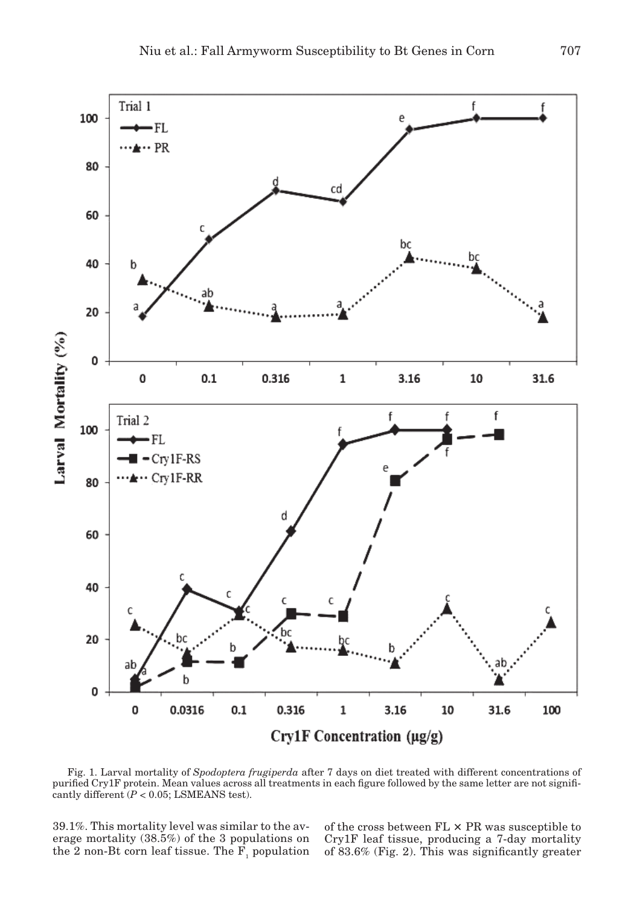Fig. 1. Larval mortality of *Spodoptera frugiperda* after 7 days on diet treated with different concentrations of purified Cry1F protein. Mean values across all treatments in each figure followed by the same letter are not significantly different ($P < 0.05$; LSMEANS test).

39.1%. This mortality level was similar to the average mortality (38.5%) of the 3 populations on the 2 non-Bt corn leaf tissue. The $F_1$ population of the cross between FL × PR was susceptible to Cry1F leaf tissue, producing a 7-day mortality of 83.6% (Fig. 2). This was significantly greater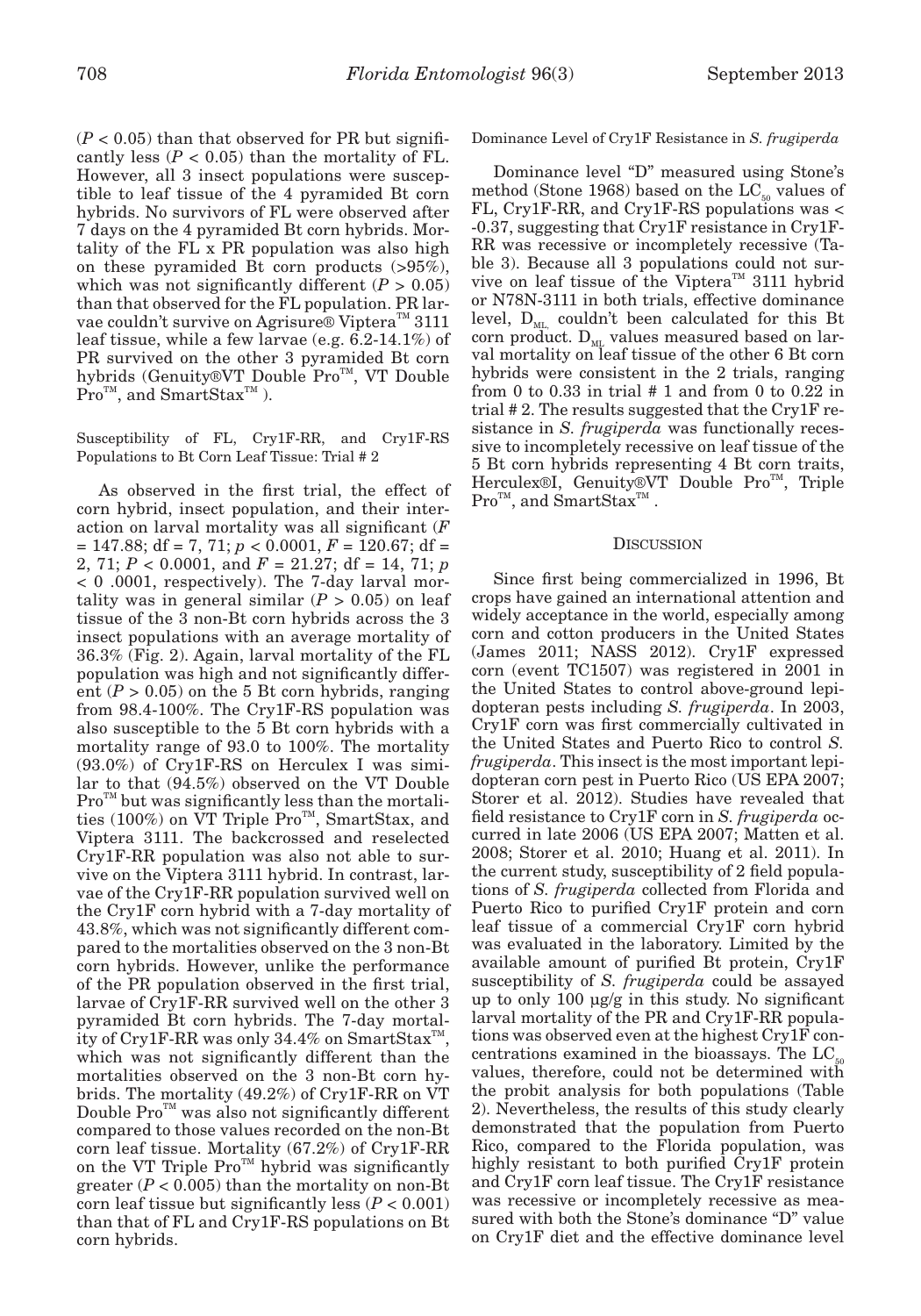($P < 0.05$) than that observed for PR but significantly less ($P < 0.05$) than the mortality of FL. However, all 3 insect populations were susceptible to leaf tissue of the 4 pyramided Bt corn hybrids. No survivors of FL were observed after 7 days on the 4 pyramided Bt corn hybrids. Mortality of the FL x PR population was also high on these pyramided Bt corn products (>95%), which was not significantly different ($P > 0.05$) than that observed for the FL population. PR larvae couldn't survive on Agrisure® Viptera™ 3111 leaf tissue, while a few larvae (e.g. 6.2-14.1%) of PR survived on the other 3 pyramided Bt corn hybrids (Genuity®VT Double Pro™, VT Double Pro™, and SmartStax™ ).

#### Susceptibility of FL, Cry1F-RR, and Cry1F-RS Populations to Bt Corn Leaf Tissue: Trial # 2

As observed in the first trial, the effect of corn hybrid, insect population, and their interaction on larval mortality was all significant ($F = 147.88$; df = 7, 71; $p < 0.0001$, $F = 120.67$; df = 2, 71; $P < 0.0001$, and $F = 21.27$; df = 14, 71; $p < 0.0001$, respectively). The 7-day larval mortality was in general similar ($P > 0.05$) on leaf tissue of the 3 non-Bt corn hybrids across the 3 insect populations with an average mortality of 36.3% (Fig. 2). Again, larval mortality of the FL population was high and not significantly different ($P > 0.05$) on the 5 Bt corn hybrids, ranging from 98.4-100%. The Cry1F-RS population was also susceptible to the 5 Bt corn hybrids with a mortality range of 93.0 to 100%. The mortality (93.0%) of Cry1F-RS on Herculex I was similar to that (94.5%) observed on the VT Double Pro™ but was significantly less than the mortalities (100%) on VT Triple Pro™, SmartStax, and Viptera 3111. The backcrossed and reselected Cry1F-RR population was also not able to survive on the Viptera 3111 hybrid. In contrast, larvae of the Cry1F-RR population survived well on the Cry1F corn hybrid with a 7-day mortality of 43.8%, which was not significantly different compared to the mortalities observed on the 3 non-Bt corn hybrids. However, unlike the performance of the PR population observed in the first trial, larvae of Cry1F-RR survived well on the other 3 pyramided Bt corn hybrids. The 7-day mortality of Cry1F-RR was only 34.4% on SmartStax™, which was not significantly different than the mortalities observed on the 3 non-Bt corn hybrids. The mortality (49.2%) of Cry1F-RR on VT Double Pro™ was also not significantly different compared to those values recorded on the non-Bt corn leaf tissue. Mortality (67.2%) of Cry1F-RR on the VT Triple Pro™ hybrid was significantly greater ($P < 0.005$) than the mortality on non-Bt corn leaf tissue but significantly less ($P < 0.001$) than that of FL and Cry1F-RS populations on Bt corn hybrids.

#### Dominance Level of Cry1F Resistance in *S. frugiperda*

Dominance level "D" measured using Stone's method (Stone 1968) based on the $LC_{50}$ values of FL, Cry1F-RR, and Cry1F-RS populations was < -0.37, suggesting that Cry1F resistance in Cry1F-RR was recessive or incompletely recessive (Table 3). Because all 3 populations could not survive on leaf tissue of the Viptera™ 3111 hybrid or N78N-3111 in both trials, effective dominance level, $D_{ML}$ couldn't been calculated for this Bt corn product. $D_{ML}$ values measured based on larval mortality on leaf tissue of the other 6 Bt corn hybrids were consistent in the 2 trials, ranging from 0 to 0.33 in trial # 1 and from 0 to 0.22 in trial # 2. The results suggested that the Cry1F resistance in *S. frugiperda* was functionally recessive to incompletely recessive on leaf tissue of the 5 Bt corn hybrids representing 4 Bt corn traits, Herculex®I, Genuity®VT Double Pro™, Triple Pro™, and SmartStax™ .

## Discussion

Since first being commercialized in 1996, Bt crops have gained an international attention and widely acceptance in the world, especially among corn and cotton producers in the United States (James 2011; NASS 2012). Cry1F expressed corn (event TC1507) was registered in 2001 in the United States to control above-ground lepidopteran pests including *S. frugiperda*. In 2003, Cry1F corn was first commercially cultivated in the United States and Puerto Rico to control *S. frugiperda*. This insect is the most important lepidopteran corn pest in Puerto Rico (US EPA 2007; Storer et al. 2012). Studies have revealed that field resistance to Cry1F corn in *S. frugiperda* occurred in late 2006 (US EPA 2007; Matten et al. 2008; Storer et al. 2010; Huang et al. 2011). In the current study, susceptibility of 2 field populations of *S. frugiperda* collected from Florida and Puerto Rico to purified Cry1F protein and corn leaf tissue of a commercial Cry1F corn hybrid was evaluated in the laboratory. Limited by the available amount of purified Bt protein, Cry1F susceptibility of *S. frugiperda* could be assayed up to only 100 µg/g in this study. No significant larval mortality of the PR and Cry1F-RR populations was observed even at the highest Cry1F concentrations examined in the bioassays. The $LC_{50}$ values, therefore, could not be determined with the probit analysis for both populations (Table 2). Nevertheless, the results of this study clearly demonstrated that the population from Puerto Rico, compared to the Florida population, was highly resistant to both purified Cry1F protein and Cry1F corn leaf tissue. The Cry1F resistance was recessive or incompletely recessive as measured with both the Stone's dominance "D" value on Cry1F diet and the effective dominance level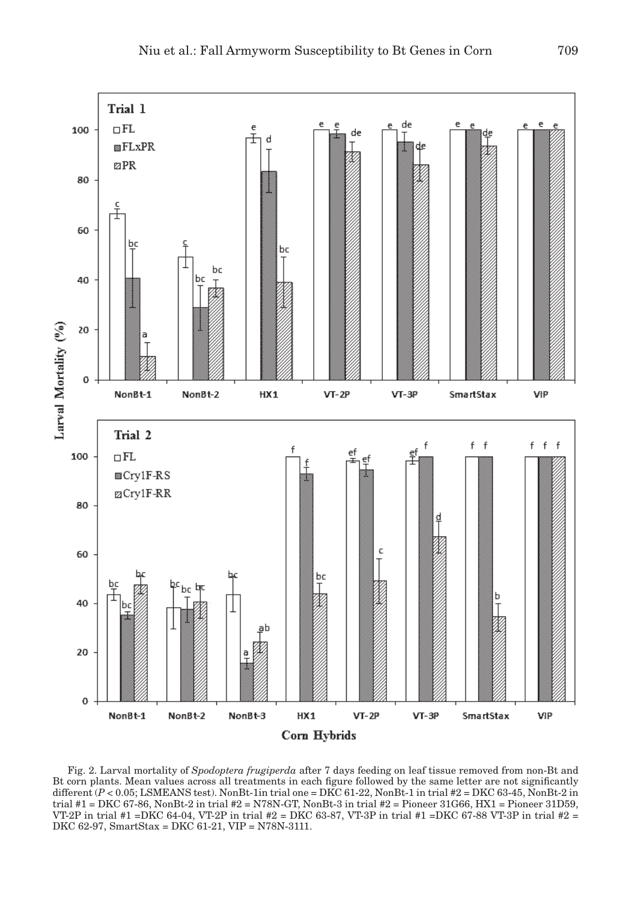Fig. 2. Larval mortality of *Spodoptera frugiperda* after 7 days feeding on leaf tissue removed from non-Bt and Bt corn plants. Mean values across all treatments in each figure followed by the same letter are not significantly different ($P < 0.05$; LSMEANS test). NonBt-1in trial one = DKC 61-22, NonBt-1 in trial #2 = DKC 63-45, NonBt-2 in trial #1 = DKC 67-86, NonBt-2 in trial #2 = N78N-GT, NonBt-3 in trial #2 = Pioneer 31G66, HX1 = Pioneer 31D59, VT-2P in trial #1 =DKC 64-04, VT-2P in trial #2 = DKC 63-87, VT-3P in trial #1 =DKC 67-88 VT-3P in trial #2 = DKC 62-97, SmartStax = DKC 61-21, VIP = N78N-3111.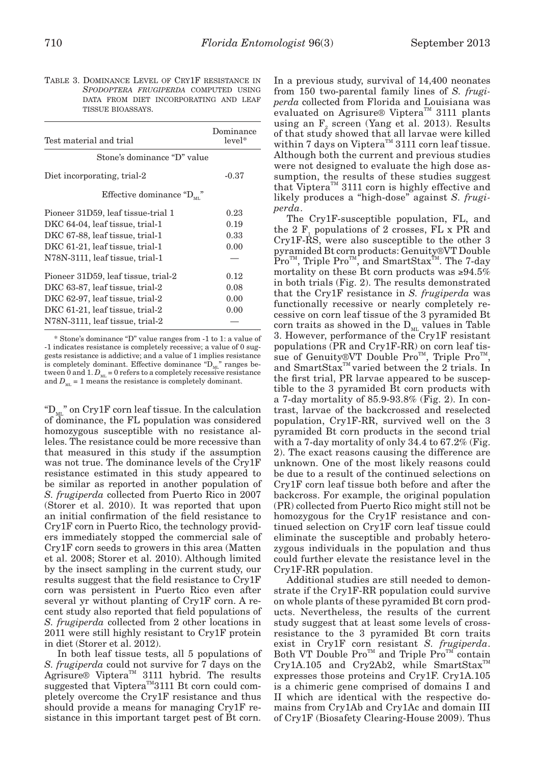TABLE 3. DOMINANCE LEVEL OF CRY1F RESISTANCE IN *SPODOPTERA FRUGIPERDA* COMPUTED USING DATA FROM DIET INCORPORATING AND LEAF TISSUE BIOASSAYS.

| Test material and trial | Dominance level* |
|---|---|
| Stone's dominance "D" value | |
| Diet incorporating, trial-2 | -0.37 |
| Effective dominance "$D_{ML}$" | |
| Pioneer 31D59, leaf tissue-trial 1 | 0.23 |
| DKC 64-04, leaf tissue, trial-1 | 0.19 |
| DKC 67-88, leaf tissue, trial-1 | 0.33 |
| DKC 61-21, leaf tissue, trial-1 | 0.00 |
| N78N-3111, leaf tissue, trial-1 | — |
| Pioneer 31D59, leaf tissue, trial-2 | 0.12 |
| DKC 63-87, leaf tissue, trial-2 | 0.08 |
| DKC 62-97, leaf tissue, trial-2 | 0.00 |
| DKC 61-21, leaf tissue, trial-2 | 0.00 |
| N78N-3111, leaf tissue, trial-2 | — |

\* Stone's dominance "D" value ranges from -1 to 1: a value of -1 indicates resistance is completely recessive; a value of 0 suggests resistance is addictive; and a value of 1 implies resistance is completely dominant. Effective dominance "$D_{ML}$" ranges between 0 and 1. $D_{ML}$ = 0 refers to a completely recessive resistance and $D_{ML}$ = 1 means the resistance is completely dominant.

"$D_{ML}$" on Cry1F corn leaf tissue. In the calculation of dominance, the FL population was considered homozygous susceptible with no resistance alleles. The resistance could be more recessive than that measured in this study if the assumption was not true. The dominance levels of the Cry1F resistance estimated in this study appeared to be similar as reported in another population of *S. frugiperda* collected from Puerto Rico in 2007 (Storer et al. 2010). It was reported that upon an initial confirmation of the field resistance to Cry1F corn in Puerto Rico, the technology providers immediately stopped the commercial sale of Cry1F corn seeds to growers in this area (Matten et al. 2008; Storer et al. 2010). Although limited by the insect sampling in the current study, our results suggest that the field resistance to Cry1F corn was persistent in Puerto Rico even after several yr without planting of Cry1F corn. A recent study also reported that field populations of *S. frugiperda* collected from 2 other locations in 2011 were still highly resistant to Cry1F protein in diet (Storer et al. 2012).

In both leaf tissue tests, all 5 populations of *S. frugiperda* could not survive for 7 days on the Agrisure® Viptera™ 3111 hybrid. The results suggested that Viptera™3111 Bt corn could completely overcome the Cry1F resistance and thus should provide a means for managing Cry1F resistance in this important target pest of Bt corn.

In a previous study, survival of 14,400 neonates from 150 two-parental family lines of *S. frugiperda* collected from Florida and Louisiana was evaluated on Agrisure® Viptera™ 3111 plants using an $F_2$ screen (Yang et al. 2013). Results of that study showed that all larvae were killed within 7 days on Viptera™ 3111 corn leaf tissue. Although both the current and previous studies were not designed to evaluate the high dose assumption, the results of these studies suggest that Viptera™ 3111 corn is highly effective and likely produces a "high-dose" against *S. frugiperda*.

The Cry1F-susceptible population, FL, and the 2 $F_1$ populations of 2 crosses, FL x PR and Cry1F-RS, were also susceptible to the other 3 pyramided Bt corn products: Genuity®VT Double Pro™, Triple Pro™, and SmartStax™. The 7-day mortality on these Bt corn products was ≥94.5% in both trials (Fig. 2). The results demonstrated that the Cry1F resistance in *S. frugiperda* was functionally recessive or nearly completely recessive on corn leaf tissue of the 3 pyramided Bt corn traits as showed in the $D_{ML}$ values in Table 3. However, performance of the Cry1F resistant populations (PR and Cry1F-RR) on corn leaf tissue of Genuity®VT Double Pro™, Triple Pro™, and SmartStax™ varied between the 2 trials. In the first trial, PR larvae appeared to be susceptible to the 3 pyramided Bt corn products with a 7-day mortality of 85.9-93.8% (Fig. 2). In contrast, larvae of the backcrossed and reselected population, Cry1F-RR, survived well on the 3 pyramided Bt corn products in the second trial with a 7-day mortality of only 34.4 to 67.2% (Fig. 2). The exact reasons causing the difference are unknown. One of the most likely reasons could be due to a result of the continued selections on Cry1F corn leaf tissue both before and after the backcross. For example, the original population (PR) collected from Puerto Rico might still not be homozygous for the Cry1F resistance and continued selection on Cry1F corn leaf tissue could eliminate the susceptible and probably heterozygous individuals in the population and thus could further elevate the resistance level in the Cry1F-RR population.

Additional studies are still needed to demonstrate if the Cry1F-RR population could survive on whole plants of these pyramided Bt corn products. Nevertheless, the results of the current study suggest that at least some levels of cross-resistance to the 3 pyramided Bt corn traits exist in Cry1F corn resistant *S. frugiperda*. Both VT Double Pro™ and Triple Pro™ contain Cry1A.105 and Cry2Ab2, while SmartStax™ expresses those proteins and Cry1F. Cry1A.105 is a chimeric gene comprised of domains I and II which are identical with the respective domains from Cry1Ab and Cry1Ac and domain III of Cry1F (Biosafety Clearing-House 2009). Thus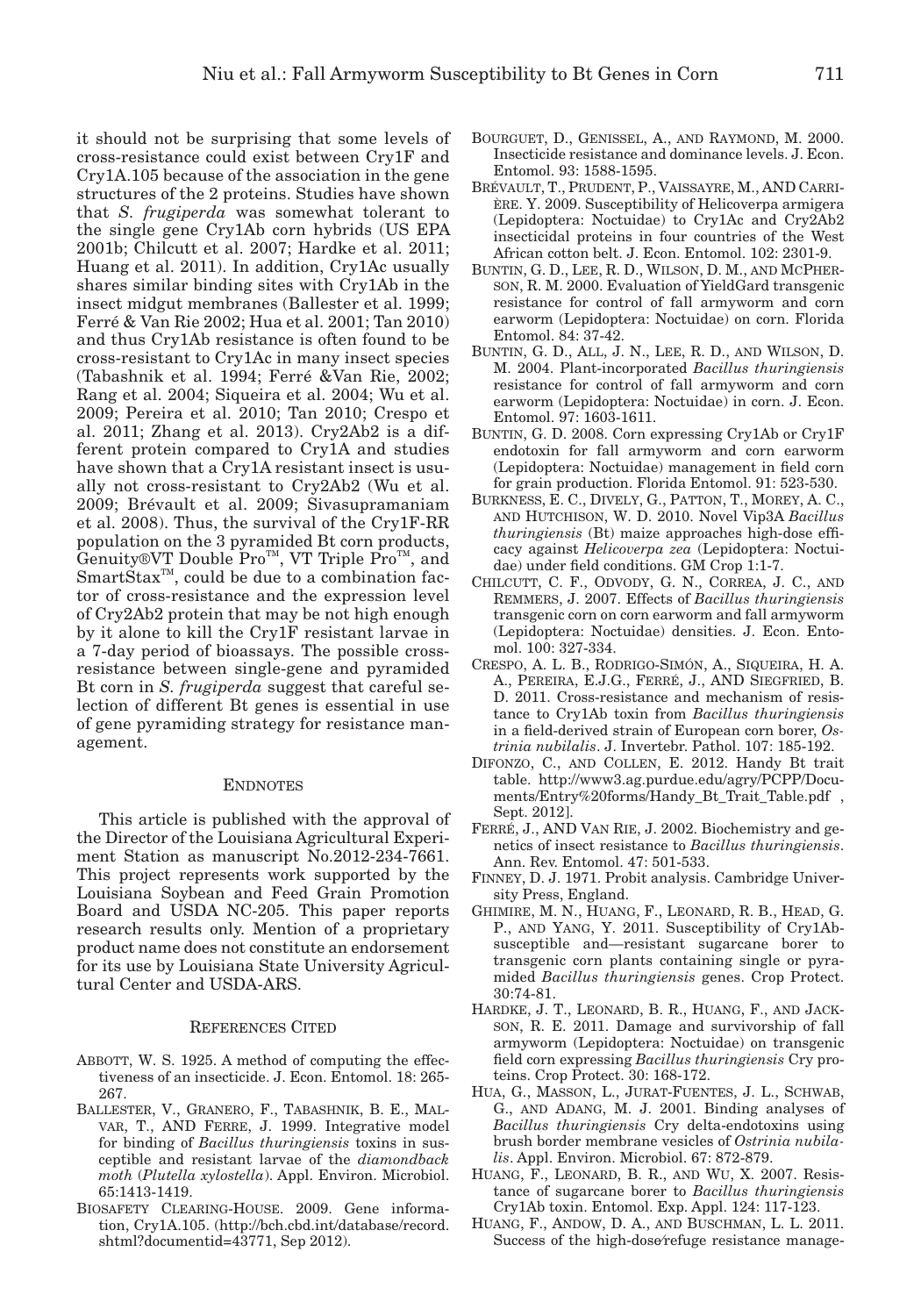it should not be surprising that some levels of cross-resistance could exist between Cry1F and Cry1A.105 because of the association in the gene structures of the 2 proteins. Studies have shown that *S. frugiperda* was somewhat tolerant to the single gene Cry1Ab corn hybrids (US EPA 2001b; Chilcutt et al. 2007; Hardke et al. 2011; Huang et al. 2011). In addition, Cry1Ac usually shares similar binding sites with Cry1Ab in the insect midgut membranes (Ballester et al. 1999; Ferré & Van Rie 2002; Hua et al. 2001; Tan 2010) and thus Cry1Ab resistance is often found to be cross-resistant to Cry1Ac in many insect species (Tabashnik et al. 1994; Ferré &Van Rie, 2002; Rang et al. 2004; Siqueira et al. 2004; Wu et al. 2009; Pereira et al. 2010; Tan 2010; Crespo et al. 2011; Zhang et al. 2013). Cry2Ab2 is a different protein compared to Cry1A and studies have shown that a Cry1A resistant insect is usually not cross-resistant to Cry2Ab2 (Wu et al. 2009; Brévault et al. 2009; Sivasupramaniam et al. 2008). Thus, the survival of the Cry1F-RR population on the 3 pyramided Bt corn products, Genuity®VT Double Pro™, VT Triple Pro™, and SmartStax™, could be due to a combination factor of cross-resistance and the expression level of Cry2Ab2 protein that may be not high enough by it alone to kill the Cry1F resistant larvae in a 7-day period of bioassays. The possible cross-resistance between single-gene and pyramided Bt corn in *S. frugiperda* suggest that careful selection of different Bt genes is essential in use of gene pyramiding strategy for resistance management.

## ENDNOTES

This article is published with the approval of the Director of the Louisiana Agricultural Experiment Station as manuscript No.2012-234-7661. This project represents work supported by the Louisiana Soybean and Feed Grain Promotion Board and USDA NC-205. This paper reports research results only. Mention of a proprietary product name does not constitute an endorsement for its use by Louisiana State University Agricultural Center and USDA-ARS.

## REFERENCES CITED

ABBOTT, W. S. 1925. A method of computing the effectiveness of an insecticide. J. Econ. Entomol. 18: 265-267.

BALLESTER, V., GRANERO, F., TABASHNIK, B. E., MALVAR, T., AND FERRE, J. 1999. Integrative model for binding of *Bacillus thuringiensis* toxins in susceptible and resistant larvae of the *diamondback moth* (*Plutella xylostella*). Appl. Environ. Microbiol. 65:1413-1419.

BIOSAFETY CLEARING-HOUSE. 2009. Gene information, Cry1A.105. (http://bch.cbd.int/database/record.shtml?documentid=43771, Sep 2012).

BOURGUET, D., GENISSEL, A., AND RAYMOND, M. 2000. Insecticide resistance and dominance levels. J. Econ. Entomol. 93: 1588-1595.

BRÉVAULT, T., PRUDENT, P., VAISSAYRE, M., AND CARRIÈRE. Y. 2009. Susceptibility of Helicoverpa armigera (Lepidoptera: Noctuidae) to Cry1Ac and Cry2Ab2 insecticidal proteins in four countries of the West African cotton belt. J. Econ. Entomol. 102: 2301-9.

BUNTIN, G. D., LEE, R. D., WILSON, D. M., AND MCPHERSON, R. M. 2000. Evaluation of YieldGard transgenic resistance for control of fall armyworm and corn earworm (Lepidoptera: Noctuidae) on corn. Florida Entomol. 84: 37-42.

BUNTIN, G. D., ALL, J. N., LEE, R. D., AND WILSON, D. M. 2004. Plant-incorporated *Bacillus thuringiensis* resistance for control of fall armyworm and corn earworm (Lepidoptera: Noctuidae) in corn. J. Econ. Entomol. 97: 1603-1611.

BUNTIN, G. D. 2008. Corn expressing Cry1Ab or Cry1F endotoxin for fall armyworm and corn earworm (Lepidoptera: Noctuidae) management in field corn for grain production. Florida Entomol. 91: 523-530.

BURKNESS, E. C., DIVELY, G., PATTON, T., MOREY, A. C., AND HUTCHISON, W. D. 2010. Novel Vip3A *Bacillus thuringiensis* (Bt) maize approaches high-dose efficacy against *Helicoverpa zea* (Lepidoptera: Noctuidae) under field conditions. GM Crop 1:1-7.

CHILCUTT, C. F., ODVODY, G. N., CORREA, J. C., AND REMMERS, J. 2007. Effects of *Bacillus thuringiensis* transgenic corn on corn earworm and fall armyworm (Lepidoptera: Noctuidae) densities. J. Econ. Entomol. 100: 327-334.

CRESPO, A. L. B., RODRIGO-SIMÓN, A., SIQUEIRA, H. A. A., PEREIRA, E.J.G., FERRÉ, J., AND SIEGFRIED, B. D. 2011. Cross-resistance and mechanism of resistance to Cry1Ab toxin from *Bacillus thuringiensis* in a field-derived strain of European corn borer, *Ostrinia nubilalis*. J. Invertebr. Pathol. 107: 185-192.

DIFONZO, C., AND COLLEN, E. 2012. Handy Bt trait table. http://www3.ag.purdue.edu/agry/PCPP/Documents/Entry%20forms/Handy_Bt_Trait_Table.pdf , Sept. 2012].

FERRÉ, J., AND VAN RIE, J. 2002. Biochemistry and genetics of insect resistance to *Bacillus thuringiensis*. Ann. Rev. Entomol. 47: 501-533.

FINNEY, D. J. 1971. Probit analysis. Cambridge University Press, England.

GHIMIRE, M. N., HUANG, F., LEONARD, R. B., HEAD, G. P., AND YANG, Y. 2011. Susceptibility of Cry1Ab-susceptible and—resistant sugarcane borer to transgenic corn plants containing single or pyramided *Bacillus thuringiensis* genes. Crop Protect. 30:74-81.

HARDKE, J. T., LEONARD, B. R., HUANG, F., AND JACKSON, R. E. 2011. Damage and survivorship of fall armyworm (Lepidoptera: Noctuidae) on transgenic field corn expressing *Bacillus thuringiensis* Cry proteins. Crop Protect. 30: 168-172.

HUA, G., MASSON, L., JURAT-FUENTES, J. L., SCHWAB, G., AND ADANG, M. J. 2001. Binding analyses of *Bacillus thuringiensis* Cry delta-endotoxins using brush border membrane vesicles of *Ostrinia nubilalis*. Appl. Environ. Microbiol. 67: 872-879.

HUANG, F., LEONARD, B. R., AND WU, X. 2007. Resistance of sugarcane borer to *Bacillus thuringiensis* Cry1Ab toxin. Entomol. Exp. Appl. 124: 117-123.

HUANG, F., ANDOW, D. A., AND BUSCHMAN, L. L. 2011. Success of the high-dose/refuge resistance manage-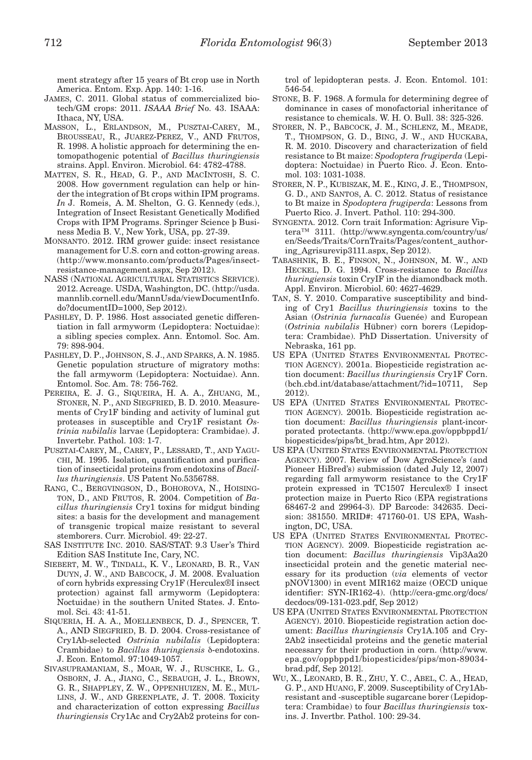ment strategy after 15 years of Bt crop use in North America. Entom. Exp. App. 140: 1-16.

JAMES, C. 2011. Global status of commercialized biotech/GM crops: 2011. *ISAAA Brief* No. 43. ISAAA: Ithaca, NY, USA.

MASSON, L., ERLANDSON, M., PUSZTAI-CAREY, M., BROUSSEAU, R., JUAREZ-PEREZ, V., AND FRUTOS, R. 1998. A holistic approach for determining the entomopathogenic potential of *Bacillus thuringiensis* strains. Appl. Environ. Microbiol. 64: 4782-4788.

MATTEN, S. R., HEAD, G. P., AND MACINTOSH, S. C. 2008. How government regulation can help or hinder the integration of Bt crops within IPM programs. *In* J. Romeis, A. M. Shelton, G. G. Kennedy (eds.), Integration of Insect Resistant Genetically Modified Crops with IPM Programs. Springer Science þ Business Media B. V., New York, USA, pp. 27-39.

MONSANTO. 2012. IRM grower guide: insect resistance management for U.S. corn and cotton-growing areas. (http://www.monsanto.com/products/Pages/insect-resistance-management.aspx, Sep 2012).

NASS (NATIONAL AGRICULTURAL STATISTICS SERVICE). 2012. Acreage. USDA, Washington, DC. (http://usda.mannlib.cornell.edu/MannUsda/viewDocumentInfo.do?documentID=1000, Sep 2012).

PASHLEY, D. P. 1986. Host associated genetic differentiation in fall armyworm (Lepidoptera: Noctuidae): a sibling species complex. Ann. Entomol. Soc. Am. 79: 898-904.

PASHLEY, D. P., JOHNSON, S. J., AND SPARKS, A. N. 1985. Genetic population structure of migratory moths: the fall armyworm (Lepidoptera: Noctuidae). Ann. Entomol. Soc. Am. 78: 756-762.

PEREIRA, E. J. G., SIQUEIRA, H. A. A., ZHUANG, M., STONER, N. P., AND SIEGFRIED, B. D. 2010. Measurements of Cry1F binding and activity of luminal gut proteases in susceptible and Cry1F resistant *Ostrinia nubilalis* larvae (Lepidoptera: Crambidae). J. Invertebr. Pathol. 103: 1-7.

PUSZTAI-CAREY, M., CAREY, P., LESSARD, T., AND YAGUCHI, M. 1995. Isolation, quantification and purification of insecticidal proteins from endotoxins of *Bacillus thuringiensis*. US Patent No.5356788.

RANG, C., BERGVINGSON, D., BOHOROVA, N., HOISINGTON, D., AND FRUTOS, R. 2004. Competition of *Bacillus thuringiensis* Cry1 toxins for midgut binding sites: a basis for the development and management of transgenic tropical maize resistant to several stemborers. Curr. Microbiol. 49: 22-27.

SAS INSTITUTE INC. 2010. SAS/STAT: 9.3 User's Third Edition SAS Institute Inc, Cary, NC.

SIEBERT, M. W., TINDALL, K. V., LEONARD, B. R., VAN DUYN, J. W., AND BABCOCK, J. M. 2008. Evaluation of corn hybrids expressing Cry1F (Herculex®I insect protection) against fall armyworm (Lepidoptera: Noctuidae) in the southern United States. J. Entomol. Sci. 43: 41-51.

SIQUERIA, H. A. A., MOELLENBECK, D. J., SPENCER, T. A., AND SIEGFRIED, B. D. 2004. Cross-resistance of Cry1Ab-selected *Ostrinia nubilalis* (Lepidoptera: Crambidae) to *Bacillus thuringiensis* δ-endotoxins. J. Econ. Entomol. 97:1049-1057.

SIVASUPRAMANIAM, S., MOAR, W. J., RUSCHKE, L. G., OSBORN, J. A., JIANG, C., SEBAUGH, J. L., BROWN, G. R., SHAPPLEY, Z. W., OPPENHUIZEN, M. E., MULLINS, J. W., AND GREENPLATE, J. T. 2008. Toxicity and characterization of cotton expressing *Bacillus thuringiensis* Cry1Ac and Cry2Ab2 proteins for control of lepidopteran pests. J. Econ. Entomol. 101: 546-54.

STONE, B. F. 1968. A formula for determining degree of dominance in cases of monofactorial inheritance of resistance to chemicals. W. H. O. Bull. 38: 325-326.

STORER, N. P., BABCOCK, J. M., SCHLENZ, M., MEADE, T., THOMPSON, G. D., BING, J. W., AND HUCKABA, R. M. 2010. Discovery and characterization of field resistance to Bt maize: *Spodoptera frugiperda* (Lepidoptera: Noctuidae) in Puerto Rico. J. Econ. Entomol. 103: 1031-1038.

STORER, N. P., KUBISZAK, M. E., KING, J. E., THOMPSON, G. D., AND SANTOS, A. C. 2012. Status of resistance to Bt maize in *Spodoptera frugiperda*: Lessons from Puerto Rico. J. Invert. Pathol. 110: 294-300.

SYNGENTA. 2012. Corn trait Information: Agrisure Viptera™ 3111. (http://www.syngenta.com/country/us/en/Seeds/Traits/CornTraits/Pages/content_authoring_Agrisurevip3111.aspx, Sep 2012).

TABASHNIK, B. E., FINSON, N., JOHNSON, M. W., AND HECKEL, D. G. 1994. Cross-resistance to *Bacillus thuringiensis* toxin CryIF in the diamondback moth. Appl. Environ. Microbiol. 60: 4627-4629.

TAN, S. Y. 2010. Comparative susceptibility and binding of Cry1 *Bacillus thuringiensis* toxins to the Asian (*Ostrinia furnacalis* Guenée) and European (*Ostrinia nubilalis* Hübner) corn borers (Lepidoptera: Crambidae). PhD Dissertation. University of Nebraska, 161 pp.

US EPA (UNITED STATES ENVIRONMENTAL PROTECTION AGENCY). 2001a. Biopesticide registration action document: *Bacillus thuringiensis* Cry1F Corn. (bch.cbd.int/database/attachment/?id=10711, Sep 2012).

US EPA (UNITED STATES ENVIRONMENTAL PROTECTION AGENCY). 2001b. Biopesticide registration action document: *Bacillus thuringiensis* plant-incorporated protectants. (http://www.epa.gov/oppbppd1/biopesticides/pips/bt_brad.htm, Apr 2012).

US EPA (UNITED STATES ENVIRONMENTAL PROTECTION AGENCY). 2007. Review of Dow AgroScience's (and Pioneer HiBred's) submission (dated July 12, 2007) regarding fall armyworm resistance to the Cry1F protein expressed in TC1507 Herculex® I insect protection maize in Puerto Rico (EPA registrations 68467-2 and 29964-3). DP Barcode: 342635. Decision: 381550. MRID#: 471760-01. US EPA, Washington, DC, USA.

US EPA (UNITED STATES ENVIRONMENTAL PROTECTION AGENCY). 2009. Biopesticide registration action document: *Bacillus thuringiensis* Vip3Aa20 insecticidal protein and the genetic material necessary for its production (*via* elements of vector pNOV1300) in event MIR162 maize (OECD unique identifier: SYN-IR162-4). (http://cera-gmc.org/docs/decdocs/09-131-023.pdf, Sep 2012)

US EPA (UNITED STATES ENVIRONMENTAL PROTECTION AGENCY). 2010. Biopesticide registration action document: *Bacillus thuringiensis* Cry1A.105 and Cry2Ab2 insecticidal proteins and the genetic material necessary for their production in corn. (http://www.epa.gov/oppbppd1/biopesticides/pips/mon-89034-brad.pdf, Sep 2012].

WU, X., LEONARD, B. R., ZHU, Y. C., ABEL, C. A., HEAD, G. P., AND HUANG, F. 2009. Susceptibility of Cry1Ab-resistant and -susceptible sugarcane borer (Lepidoptera: Crambidae) to four *Bacillus thuringiensis* toxins. J. Invertbr. Pathol. 100: 29-34.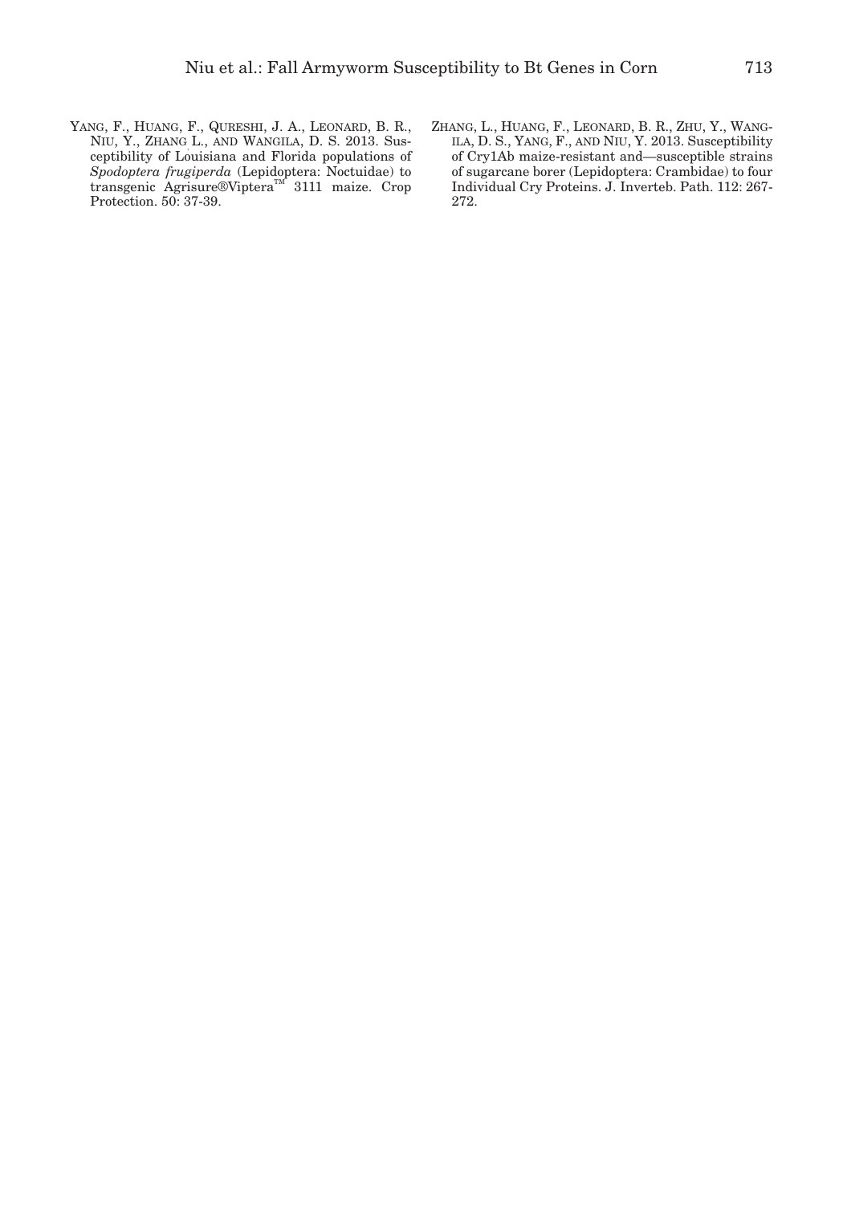Yang, F., Huang, F., Qureshi, J. A., Leonard, B. R., Niu, Y., Zhang L., and Wangila, D. S. 2013. Susceptibility of Louisiana and Florida populations of *Spodoptera frugiperda* (Lepidoptera: Noctuidae) to transgenic Agrisure®Viptera™ 3111 maize. Crop Protection. 50: 37-39.

Zhang, L., Huang, F., Leonard, B. R., Zhu, Y., Wangila, D. S., Yang, F., and Niu, Y. 2013. Susceptibility of Cry1Ab maize-resistant and—susceptible strains of sugarcane borer (Lepidoptera: Crambidae) to four Individual Cry Proteins. J. Inverteb. Path. 112: 267-272.